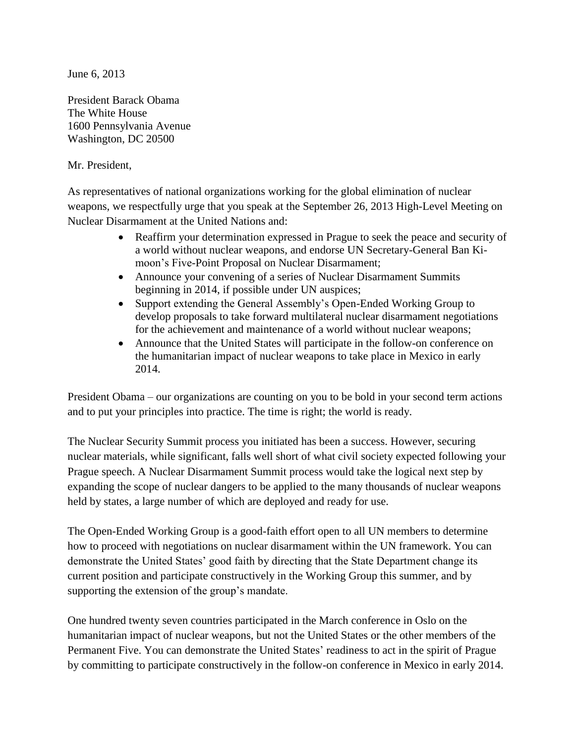June 6, 2013

President Barack Obama
The White House
1600 Pennsylvania Avenue
Washington, DC 20500

Mr. President,

As representatives of national organizations working for the global elimination of nuclear weapons, we respectfully urge that you speak at the September 26, 2013 High-Level Meeting on Nuclear Disarmament at the United Nations and:

- Reaffirm your determination expressed in Prague to seek the peace and security of a world without nuclear weapons, and endorse UN Secretary-General Ban Ki-moon's Five-Point Proposal on Nuclear Disarmament;
- Announce your convening of a series of Nuclear Disarmament Summits beginning in 2014, if possible under UN auspices;
- Support extending the General Assembly's Open-Ended Working Group to develop proposals to take forward multilateral nuclear disarmament negotiations for the achievement and maintenance of a world without nuclear weapons;
- Announce that the United States will participate in the follow-on conference on the humanitarian impact of nuclear weapons to take place in Mexico in early 2014.

President Obama – our organizations are counting on you to be bold in your second term actions and to put your principles into practice. The time is right; the world is ready.

The Nuclear Security Summit process you initiated has been a success. However, securing nuclear materials, while significant, falls well short of what civil society expected following your Prague speech. A Nuclear Disarmament Summit process would take the logical next step by expanding the scope of nuclear dangers to be applied to the many thousands of nuclear weapons held by states, a large number of which are deployed and ready for use.

The Open-Ended Working Group is a good-faith effort open to all UN members to determine how to proceed with negotiations on nuclear disarmament within the UN framework. You can demonstrate the United States' good faith by directing that the State Department change its current position and participate constructively in the Working Group this summer, and by supporting the extension of the group's mandate.

One hundred twenty seven countries participated in the March conference in Oslo on the humanitarian impact of nuclear weapons, but not the United States or the other members of the Permanent Five. You can demonstrate the United States' readiness to act in the spirit of Prague by committing to participate constructively in the follow-on conference in Mexico in early 2014.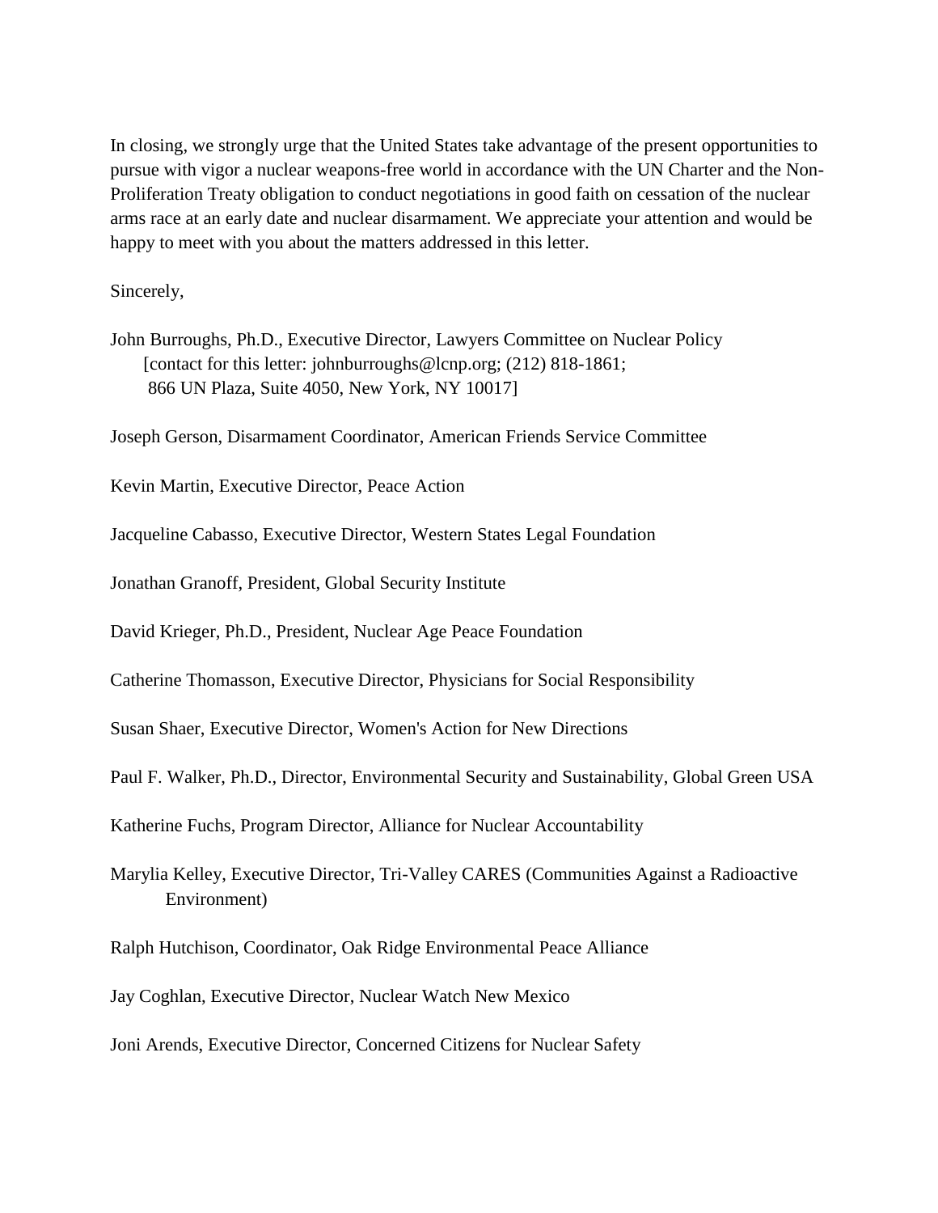In closing, we strongly urge that the United States take advantage of the present opportunities to pursue with vigor a nuclear weapons-free world in accordance with the UN Charter and the Non-Proliferation Treaty obligation to conduct negotiations in good faith on cessation of the nuclear arms race at an early date and nuclear disarmament. We appreciate your attention and would be happy to meet with you about the matters addressed in this letter.

Sincerely,

John Burroughs, Ph.D., Executive Director, Lawyers Committee on Nuclear Policy
[contact for this letter: johnburroughs@lcnp.org; (212) 818-1861;
866 UN Plaza, Suite 4050, New York, NY 10017]

Joseph Gerson, Disarmament Coordinator, American Friends Service Committee

Kevin Martin, Executive Director, Peace Action

Jacqueline Cabasso, Executive Director, Western States Legal Foundation

Jonathan Granoff, President, Global Security Institute

David Krieger, Ph.D., President, Nuclear Age Peace Foundation

Catherine Thomasson, Executive Director, Physicians for Social Responsibility

Susan Shaer, Executive Director, Women's Action for New Directions

Paul F. Walker, Ph.D., Director, Environmental Security and Sustainability, Global Green USA

Katherine Fuchs, Program Director, Alliance for Nuclear Accountability

Marylia Kelley, Executive Director, Tri-Valley CARES (Communities Against a Radioactive Environment)

Ralph Hutchison, Coordinator, Oak Ridge Environmental Peace Alliance

Jay Coghlan, Executive Director, Nuclear Watch New Mexico

Joni Arends, Executive Director, Concerned Citizens for Nuclear Safety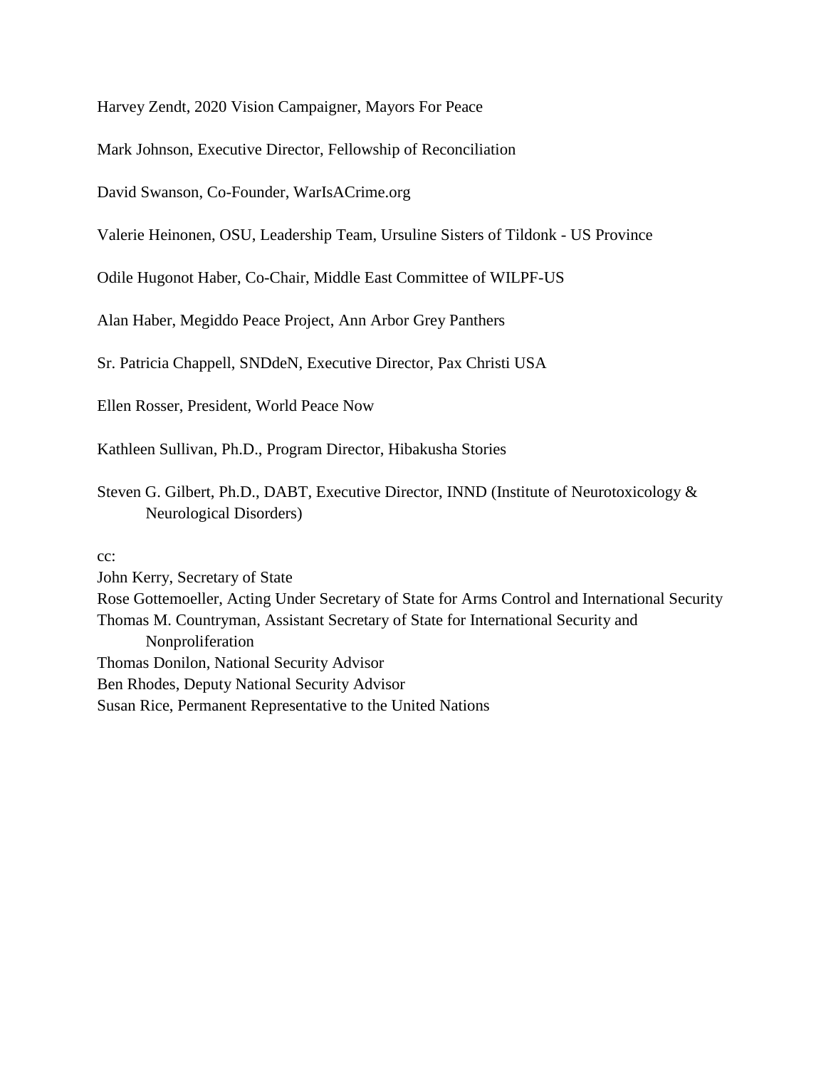Harvey Zendt, 2020 Vision Campaigner, Mayors For Peace

Mark Johnson, Executive Director, Fellowship of Reconciliation

David Swanson, Co-Founder, WarIsACrime.org

Valerie Heinonen, OSU, Leadership Team, Ursuline Sisters of Tildonk - US Province

Odile Hugonot Haber, Co-Chair, Middle East Committee of WILPF-US

Alan Haber, Megiddo Peace Project, Ann Arbor Grey Panthers

Sr. Patricia Chappell, SNDdeN, Executive Director, Pax Christi USA

Ellen Rosser, President, World Peace Now

Kathleen Sullivan, Ph.D., Program Director, Hibakusha Stories

Steven G. Gilbert, Ph.D., DABT, Executive Director, INND (Institute of Neurotoxicology & Neurological Disorders)

cc:
John Kerry, Secretary of State
Rose Gottemoeller, Acting Under Secretary of State for Arms Control and International Security
Thomas M. Countryman, Assistant Secretary of State for International Security and Nonproliferation
Thomas Donilon, National Security Advisor
Ben Rhodes, Deputy National Security Advisor
Susan Rice, Permanent Representative to the United Nations